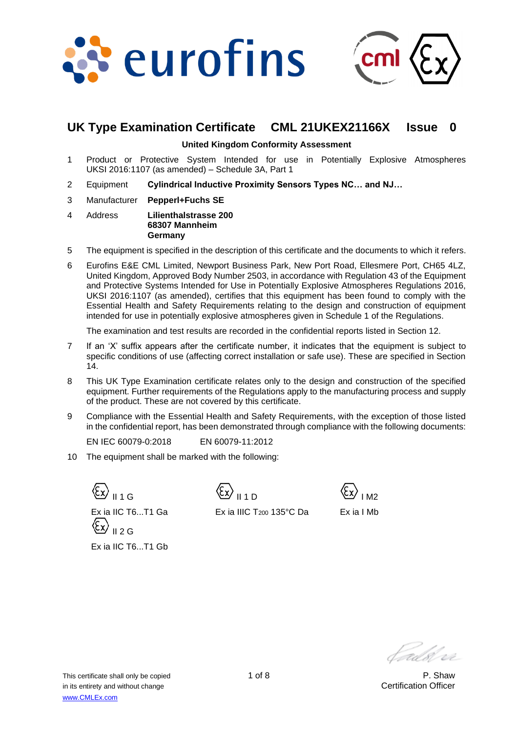# UK Type Examination Certificate CML 21UKEX21166X Issue 0

**United Kingdom Conformity Assessment**

1. Product or Protective System Intended for use in Potentially Explosive Atmospheres UKSI 2016:1107 (as amended) – Schedule 3A, Part 1

2. Equipment **Cylindrical Inductive Proximity Sensors Types NC… and NJ…**

3. Manufacturer **Pepperl+Fuchs SE**

4. Address **Lilienthalstrasse 200**
   **68307 Mannheim**
   **Germany**

5. The equipment is specified in the description of this certificate and the documents to which it refers.

6. Eurofins E&E CML Limited, Newport Business Park, New Port Road, Ellesmere Port, CH65 4LZ, United Kingdom, Approved Body Number 2503, in accordance with Regulation 43 of the Equipment and Protective Systems Intended for Use in Potentially Explosive Atmospheres Regulations 2016, UKSI 2016:1107 (as amended), certifies that this equipment has been found to comply with the Essential Health and Safety Requirements relating to the design and construction of equipment intended for use in potentially explosive atmospheres given in Schedule 1 of the Regulations.

   The examination and test results are recorded in the confidential reports listed in Section 12.

7. If an 'X' suffix appears after the certificate number, it indicates that the equipment is subject to specific conditions of use (affecting correct installation or safe use). These are specified in Section 14.

8. This UK Type Examination certificate relates only to the design and construction of the specified equipment. Further requirements of the Regulations apply to the manufacturing process and supply of the product. These are not covered by this certificate.

9. Compliance with the Essential Health and Safety Requirements, with the exception of those listed in the confidential report, has been demonstrated through compliance with the following documents:

   EN IEC 60079-0:2018 EN 60079-11:2012

10. The equipment shall be marked with the following:

Ⓔx II 1 G
Ex ia IIC T6...T1 Ga
Ⓔx II 2 G
Ex ia IIC T6...T1 Gb

Ⓔx II 1 D
Ex ia IIIC $T_{200}$ 135°C Da

Ⓔx I M2
Ex ia I Mb

This certificate shall only be copied in its entirety and without change
www.CMLEx.com

P. Shaw
Certification Officer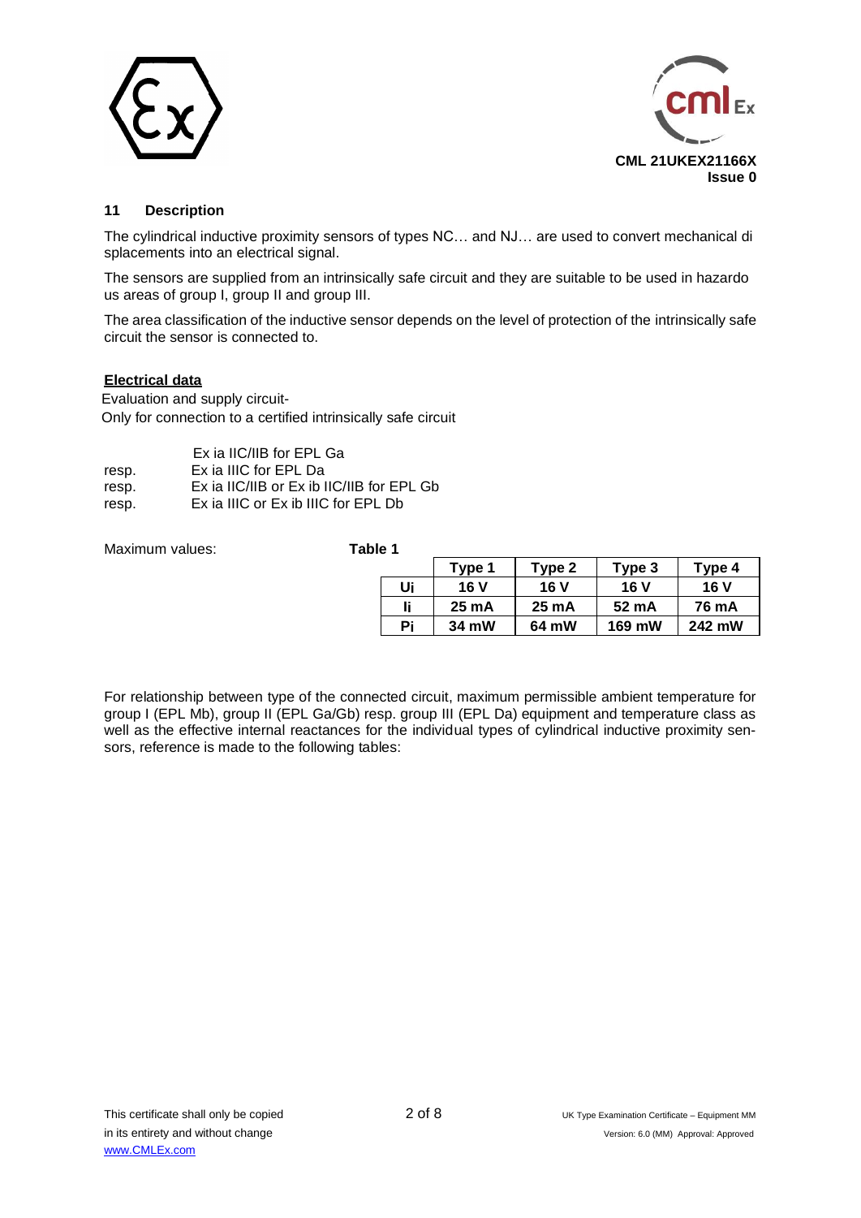## 11 Description

The cylindrical inductive proximity sensors of types NC… and NJ… are used to convert mechanical di splacements into an electrical signal.

The sensors are supplied from an intrinsically safe circuit and they are suitable to be used in hazardo us areas of group I, group II and group III.

The area classification of the inductive sensor depends on the level of protection of the intrinsically safe circuit the sensor is connected to.

**Electrical data**

Evaluation and supply circuit-
Only for connection to a certified intrinsically safe circuit

|  |  |
|---|---|
|  | Ex ia IIC/IIB for EPL Ga |
| resp. | Ex ia IIIC for EPL Da |
| resp. | Ex ia IIC/IIB or Ex ib IIC/IIB for EPL Gb |
| resp. | Ex ia IIIC or Ex ib IIIC for EPL Db |

Maximum values:

**Table 1**

|  | Type 1 | Type 2 | Type 3 | Type 4 |
|---|---|---|---|---|
| Ui | 16 V | 16 V | 16 V | 16 V |
| Ii | 25 mA | 25 mA | 52 mA | 76 mA |
| Pi | 34 mW | 64 mW | 169 mW | 242 mW |

For relationship between type of the connected circuit, maximum permissible ambient temperature for group I (EPL Mb), group II (EPL Ga/Gb) resp. group III (EPL Da) equipment and temperature class as well as the effective internal reactances for the individual types of cylindrical inductive proximity sensors, reference is made to the following tables: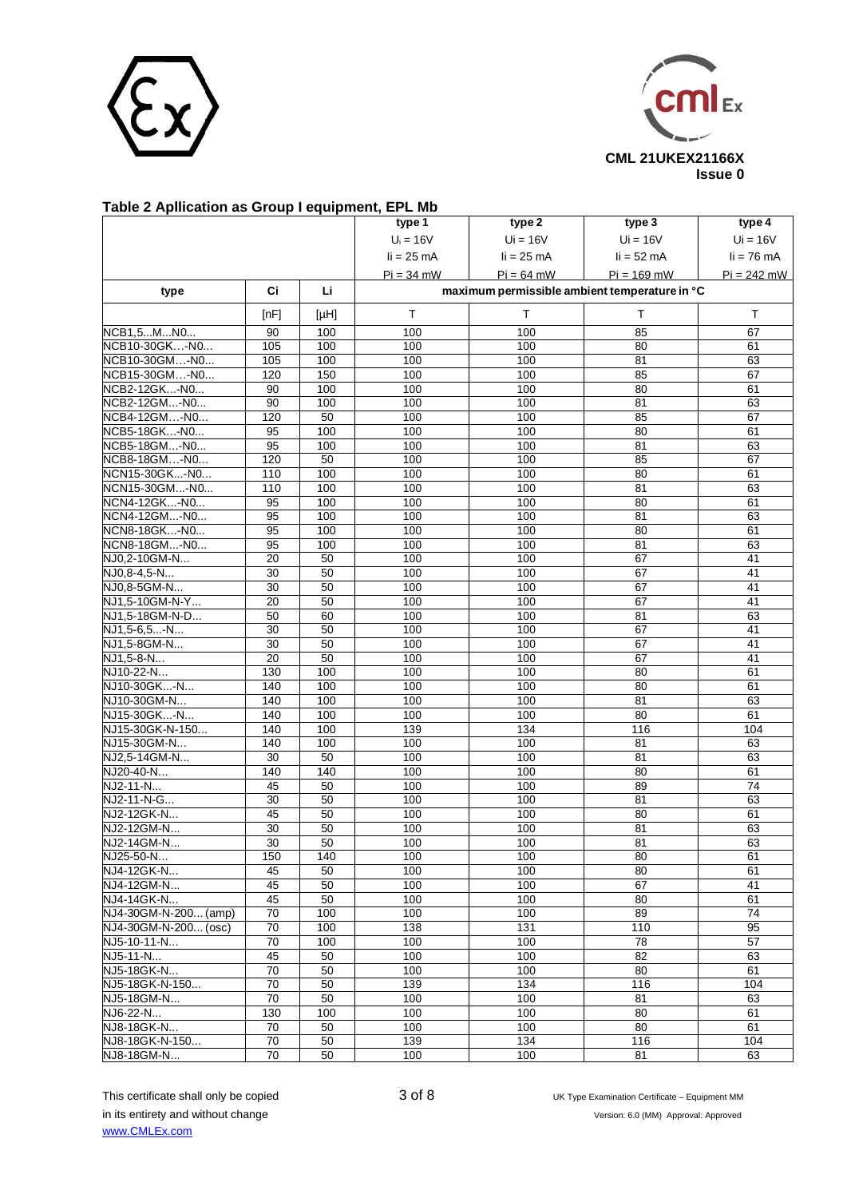**Table 2 Apllication as Group I equipment, EPL Mb**

| | | | type 1 | type 2 | type 3 | type 4 |
|---|---|---|---|---|---|---|
| | | | $U_i$ = 16V | Ui = 16V | Ui = 16V | Ui = 16V |
| | | | Ii = 25 mA | Ii = 25 mA | Ii = 52 mA | Ii = 76 mA |
| | | | Pi = 34 mW | Pi = 64 mW | Pi = 169 mW | Pi = 242 mW |
| type | Ci | Li | maximum permissible ambient temperature in °C | | | |
| | [nF] | [µH] | T | T | T | T |
| NCB1,5...M...N0... | 90 | 100 | 100 | 100 | 85 | 67 |
| NCB10-30GK…-N0... | 105 | 100 | 100 | 100 | 80 | 61 |
| NCB10-30GM…-N0... | 105 | 100 | 100 | 100 | 81 | 63 |
| NCB15-30GM…-N0... | 120 | 150 | 100 | 100 | 85 | 67 |
| NCB2-12GK...-N0... | 90 | 100 | 100 | 100 | 80 | 61 |
| NCB2-12GM...-N0... | 90 | 100 | 100 | 100 | 81 | 63 |
| NCB4-12GM…-N0... | 120 | 50 | 100 | 100 | 85 | 67 |
| NCB5-18GK...-N0... | 95 | 100 | 100 | 100 | 80 | 61 |
| NCB5-18GM...-N0... | 95 | 100 | 100 | 100 | 81 | 63 |
| NCB8-18GM…-N0... | 120 | 50 | 100 | 100 | 85 | 67 |
| NCN15-30GK...-N0... | 110 | 100 | 100 | 100 | 80 | 61 |
| NCN15-30GM...-N0... | 110 | 100 | 100 | 100 | 81 | 63 |
| NCN4-12GK...-N0... | 95 | 100 | 100 | 100 | 80 | 61 |
| NCN4-12GM...-N0... | 95 | 100 | 100 | 100 | 81 | 63 |
| NCN8-18GK...-N0... | 95 | 100 | 100 | 100 | 80 | 61 |
| NCN8-18GM...-N0... | 95 | 100 | 100 | 100 | 81 | 63 |
| NJ0,2-10GM-N... | 20 | 50 | 100 | 100 | 67 | 41 |
| NJ0,8-4,5-N... | 30 | 50 | 100 | 100 | 67 | 41 |
| NJ0,8-5GM-N... | 30 | 50 | 100 | 100 | 67 | 41 |
| NJ1,5-10GM-N-Y... | 20 | 50 | 100 | 100 | 67 | 41 |
| NJ1,5-18GM-N-D... | 50 | 60 | 100 | 100 | 81 | 63 |
| NJ1,5-6,5...-N... | 30 | 50 | 100 | 100 | 67 | 41 |
| NJ1,5-8GM-N... | 30 | 50 | 100 | 100 | 67 | 41 |
| NJ1,5-8-N... | 20 | 50 | 100 | 100 | 67 | 41 |
| NJ10-22-N... | 130 | 100 | 100 | 100 | 80 | 61 |
| NJ10-30GK...-N... | 140 | 100 | 100 | 100 | 80 | 61 |
| NJ10-30GM-N... | 140 | 100 | 100 | 100 | 81 | 63 |
| NJ15-30GK...-N... | 140 | 100 | 100 | 100 | 80 | 61 |
| NJ15-30GK-N-150... | 140 | 100 | 139 | 134 | 116 | 104 |
| NJ15-30GM-N... | 140 | 100 | 100 | 100 | 81 | 63 |
| NJ2,5-14GM-N... | 30 | 50 | 100 | 100 | 81 | 63 |
| NJ20-40-N... | 140 | 140 | 100 | 100 | 80 | 61 |
| NJ2-11-N... | 45 | 50 | 100 | 100 | 89 | 74 |
| NJ2-11-N-G... | 30 | 50 | 100 | 100 | 81 | 63 |
| NJ2-12GK-N... | 45 | 50 | 100 | 100 | 80 | 61 |
| NJ2-12GM-N... | 30 | 50 | 100 | 100 | 81 | 63 |
| NJ2-14GM-N... | 30 | 50 | 100 | 100 | 81 | 63 |
| NJ25-50-N... | 150 | 140 | 100 | 100 | 80 | 61 |
| NJ4-12GK-N... | 45 | 50 | 100 | 100 | 80 | 61 |
| NJ4-12GM-N... | 45 | 50 | 100 | 100 | 67 | 41 |
| NJ4-14GK-N... | 45 | 50 | 100 | 100 | 80 | 61 |
| NJ4-30GM-N-200... (amp) | 70 | 100 | 100 | 100 | 89 | 74 |
| NJ4-30GM-N-200... (osc) | 70 | 100 | 138 | 131 | 110 | 95 |
| NJ5-10-11-N... | 70 | 100 | 100 | 100 | 78 | 57 |
| NJ5-11-N... | 45 | 50 | 100 | 100 | 82 | 63 |
| NJ5-18GK-N... | 70 | 50 | 100 | 100 | 80 | 61 |
| NJ5-18GK-N-150... | 70 | 50 | 139 | 134 | 116 | 104 |
| NJ5-18GM-N... | 70 | 50 | 100 | 100 | 81 | 63 |
| NJ6-22-N... | 130 | 100 | 100 | 100 | 80 | 61 |
| NJ8-18GK-N... | 70 | 50 | 100 | 100 | 80 | 61 |
| NJ8-18GK-N-150... | 70 | 50 | 139 | 134 | 116 | 104 |
| NJ8-18GM-N... | 70 | 50 | 100 | 100 | 81 | 63 |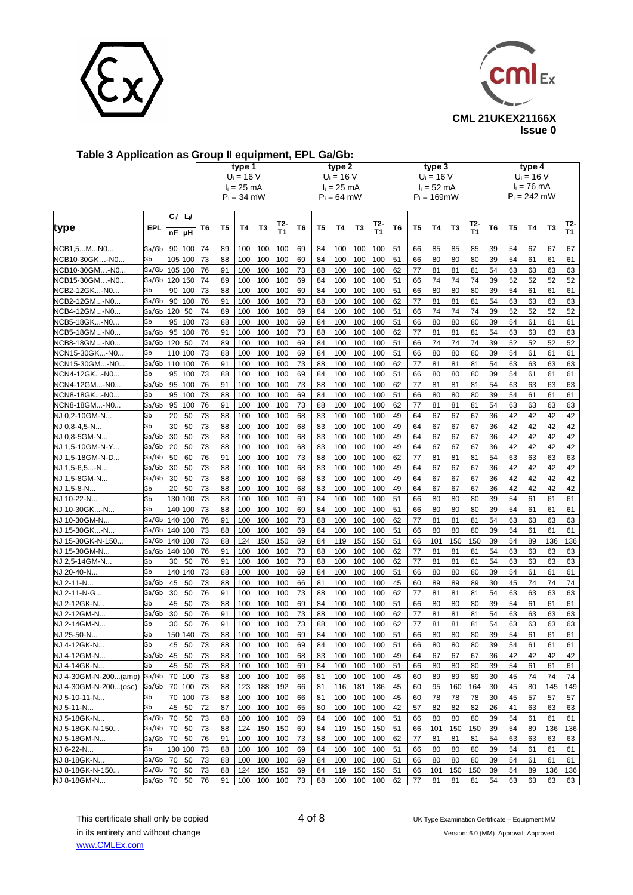CML 21UKEX21166X
Issue 0

## Table 3 Application as Group II equipment, EPL Ga/Gb:

| type | EPL | $C_i$/ nF | $L_i$/ µH | type 1 $U_i$ = 16 V $I_i$ = 25 mA $P_i$ = 34 mW | | | | | type 2 $U_i$ = 16 V $I_i$ = 25 mA $P_i$ = 64 mW | | | | | type 3 $U_i$ = 16 V $I_i$ = 52 mA $P_i$ = 169mW | | | | | type 4 $U_i$ = 16 V $I_i$ = 76 mA $P_i$ = 242 mW | | | | |
|---|---|---|---|---|---|---|---|---|---|---|---|---|---|---|---|---|---|---|---|---|---|---|---|
| | | | | T6 | T5 | T4 | T3 | T2-T1 | T6 | T5 | T4 | T3 | T2-T1 | T6 | T5 | T4 | T3 | T2-T1 | T6 | T5 | T4 | T3 | T2-T1 |
| NCB1,5...M...N0... | Ga/Gb | 90 | 100 | 74 | 89 | 100 | 100 | 100 | 69 | 84 | 100 | 100 | 100 | 51 | 66 | 85 | 85 | 85 | 39 | 54 | 67 | 67 | 67 |
| NCB10-30GK...-N0... | Gb | 105 | 100 | 73 | 88 | 100 | 100 | 100 | 69 | 84 | 100 | 100 | 100 | 51 | 66 | 80 | 80 | 80 | 39 | 54 | 61 | 61 | 61 |
| NCB10-30GM...-N0... | Ga/Gb | 105 | 100 | 76 | 91 | 100 | 100 | 100 | 73 | 88 | 100 | 100 | 100 | 62 | 77 | 81 | 81 | 81 | 54 | 63 | 63 | 63 | 63 |
| NCB15-30GM...-N0... | Ga/Gb | 120 | 150 | 74 | 89 | 100 | 100 | 100 | 69 | 84 | 100 | 100 | 100 | 51 | 66 | 74 | 74 | 74 | 39 | 52 | 52 | 52 | 52 |
| NCB2-12GK...-N0... | Gb | 90 | 100 | 73 | 88 | 100 | 100 | 100 | 69 | 84 | 100 | 100 | 100 | 51 | 66 | 80 | 80 | 80 | 39 | 54 | 61 | 61 | 61 |
| NCB2-12GM...-N0... | Ga/Gb | 90 | 100 | 76 | 91 | 100 | 100 | 100 | 73 | 88 | 100 | 100 | 100 | 62 | 77 | 81 | 81 | 81 | 54 | 63 | 63 | 63 | 63 |
| NCB4-12GM...-N0... | Ga/Gb | 120 | 50 | 74 | 89 | 100 | 100 | 100 | 69 | 84 | 100 | 100 | 100 | 51 | 66 | 74 | 74 | 74 | 39 | 52 | 52 | 52 | 52 |
| NCB5-18GK...-N0... | Gb | 95 | 100 | 73 | 88 | 100 | 100 | 100 | 69 | 84 | 100 | 100 | 100 | 51 | 66 | 80 | 80 | 80 | 39 | 54 | 61 | 61 | 61 |
| NCB5-18GM...-N0... | Ga/Gb | 95 | 100 | 76 | 91 | 100 | 100 | 100 | 73 | 88 | 100 | 100 | 100 | 62 | 77 | 81 | 81 | 81 | 54 | 63 | 63 | 63 | 63 |
| NCB8-18GM...-N0... | Ga/Gb | 120 | 50 | 74 | 89 | 100 | 100 | 100 | 69 | 84 | 100 | 100 | 100 | 51 | 66 | 74 | 74 | 74 | 39 | 52 | 52 | 52 | 52 |
| NCN15-30GK...-N0... | Gb | 110 | 100 | 73 | 88 | 100 | 100 | 100 | 69 | 84 | 100 | 100 | 100 | 51 | 66 | 80 | 80 | 80 | 39 | 54 | 61 | 61 | 61 |
| NCN15-30GM...-N0... | Ga/Gb | 110 | 100 | 76 | 91 | 100 | 100 | 100 | 73 | 88 | 100 | 100 | 100 | 62 | 77 | 81 | 81 | 81 | 54 | 63 | 63 | 63 | 63 |
| NCN4-12GK...-N0... | Gb | 95 | 100 | 73 | 88 | 100 | 100 | 100 | 69 | 84 | 100 | 100 | 100 | 51 | 66 | 80 | 80 | 80 | 39 | 54 | 61 | 61 | 61 |
| NCN4-12GM...-N0... | Ga/Gb | 95 | 100 | 76 | 91 | 100 | 100 | 100 | 73 | 88 | 100 | 100 | 100 | 62 | 77 | 81 | 81 | 81 | 54 | 63 | 63 | 63 | 63 |
| NCN8-18GK...-N0... | Gb | 95 | 100 | 73 | 88 | 100 | 100 | 100 | 69 | 84 | 100 | 100 | 100 | 51 | 66 | 80 | 80 | 80 | 39 | 54 | 61 | 61 | 61 |
| NCN8-18GM...-N0... | Ga/Gb | 95 | 100 | 76 | 91 | 100 | 100 | 100 | 73 | 88 | 100 | 100 | 100 | 62 | 77 | 81 | 81 | 81 | 54 | 63 | 63 | 63 | 63 |
| NJ 0,2-10GM-N... | Gb | 20 | 50 | 73 | 88 | 100 | 100 | 100 | 68 | 83 | 100 | 100 | 100 | 49 | 64 | 67 | 67 | 67 | 36 | 42 | 42 | 42 | 42 |
| NJ 0,8-4,5-N... | Gb | 30 | 50 | 73 | 88 | 100 | 100 | 100 | 68 | 83 | 100 | 100 | 100 | 49 | 64 | 67 | 67 | 67 | 36 | 42 | 42 | 42 | 42 |
| NJ 0,8-5GM-N... | Ga/Gb | 30 | 50 | 73 | 88 | 100 | 100 | 100 | 68 | 83 | 100 | 100 | 100 | 49 | 64 | 67 | 67 | 67 | 36 | 42 | 42 | 42 | 42 |
| NJ 1,5-10GM-N-Y... | Ga/Gb | 20 | 50 | 73 | 88 | 100 | 100 | 100 | 68 | 83 | 100 | 100 | 100 | 49 | 64 | 67 | 67 | 67 | 36 | 42 | 42 | 42 | 42 |
| NJ 1,5-18GM-N-D... | Ga/Gb | 50 | 60 | 76 | 91 | 100 | 100 | 100 | 73 | 88 | 100 | 100 | 100 | 62 | 77 | 81 | 81 | 81 | 54 | 63 | 63 | 63 | 63 |
| NJ 1,5-6,5...-N... | Ga/Gb | 30 | 50 | 73 | 88 | 100 | 100 | 100 | 68 | 83 | 100 | 100 | 100 | 49 | 64 | 67 | 67 | 67 | 36 | 42 | 42 | 42 | 42 |
| NJ 1,5-8GM-N... | Ga/Gb | 30 | 50 | 73 | 88 | 100 | 100 | 100 | 68 | 83 | 100 | 100 | 100 | 49 | 64 | 67 | 67 | 67 | 36 | 42 | 42 | 42 | 42 |
| NJ 1,5-8-N... | Gb | 20 | 50 | 73 | 88 | 100 | 100 | 100 | 68 | 83 | 100 | 100 | 100 | 49 | 64 | 67 | 67 | 67 | 36 | 42 | 42 | 42 | 42 |
| NJ 10-22-N... | Gb | 130 | 100 | 73 | 88 | 100 | 100 | 100 | 69 | 84 | 100 | 100 | 100 | 51 | 66 | 80 | 80 | 80 | 39 | 54 | 61 | 61 | 61 |
| NJ 10-30GK...-N... | Gb | 140 | 100 | 73 | 88 | 100 | 100 | 100 | 69 | 84 | 100 | 100 | 100 | 51 | 66 | 80 | 80 | 80 | 39 | 54 | 61 | 61 | 61 |
| NJ 10-30GM-N... | Ga/Gb | 140 | 100 | 76 | 91 | 100 | 100 | 100 | 73 | 88 | 100 | 100 | 100 | 62 | 77 | 81 | 81 | 81 | 54 | 63 | 63 | 63 | 63 |
| NJ 15-30GK...-N... | Ga/Gb | 140 | 100 | 73 | 88 | 100 | 100 | 100 | 69 | 84 | 100 | 100 | 100 | 51 | 66 | 80 | 80 | 80 | 39 | 54 | 61 | 61 | 61 |
| NJ 15-30GK-N-150... | Ga/Gb | 140 | 100 | 73 | 88 | 124 | 150 | 150 | 69 | 84 | 119 | 150 | 150 | 51 | 66 | 101 | 150 | 150 | 39 | 54 | 89 | 136 | 136 |
| NJ 15-30GM-N... | Ga/Gb | 140 | 100 | 76 | 91 | 100 | 100 | 100 | 73 | 88 | 100 | 100 | 100 | 62 | 77 | 81 | 81 | 81 | 54 | 63 | 63 | 63 | 63 |
| NJ 2,5-14GM-N... | Gb | 30 | 50 | 76 | 91 | 100 | 100 | 100 | 73 | 88 | 100 | 100 | 100 | 62 | 77 | 81 | 81 | 81 | 54 | 63 | 63 | 63 | 63 |
| NJ 20-40-N... | Gb | 140 | 140 | 73 | 88 | 100 | 100 | 100 | 69 | 84 | 100 | 100 | 100 | 51 | 66 | 80 | 80 | 80 | 39 | 54 | 61 | 61 | 61 |
| NJ 2-11-N... | Ga/Gb | 45 | 50 | 73 | 88 | 100 | 100 | 100 | 66 | 81 | 100 | 100 | 100 | 45 | 60 | 89 | 89 | 89 | 30 | 45 | 74 | 74 | 74 |
| NJ 2-11-N-G... | Ga/Gb | 30 | 50 | 76 | 91 | 100 | 100 | 100 | 73 | 88 | 100 | 100 | 100 | 62 | 77 | 81 | 81 | 81 | 54 | 63 | 63 | 63 | 63 |
| NJ 2-12GK-N... | Gb | 45 | 50 | 73 | 88 | 100 | 100 | 100 | 69 | 84 | 100 | 100 | 100 | 51 | 66 | 80 | 80 | 80 | 39 | 54 | 61 | 61 | 61 |
| NJ 2-12GM-N... | Ga/Gb | 30 | 50 | 76 | 91 | 100 | 100 | 100 | 73 | 88 | 100 | 100 | 100 | 62 | 77 | 81 | 81 | 81 | 54 | 63 | 63 | 63 | 63 |
| NJ 2-14GM-N... | Gb | 30 | 50 | 76 | 91 | 100 | 100 | 100 | 73 | 88 | 100 | 100 | 100 | 62 | 77 | 81 | 81 | 81 | 54 | 63 | 63 | 63 | 63 |
| NJ 25-50-N... | Gb | 150 | 140 | 73 | 88 | 100 | 100 | 100 | 69 | 84 | 100 | 100 | 100 | 51 | 66 | 80 | 80 | 80 | 39 | 54 | 61 | 61 | 61 |
| NJ 4-12GK-N... | Gb | 45 | 50 | 73 | 88 | 100 | 100 | 100 | 69 | 84 | 100 | 100 | 100 | 51 | 66 | 80 | 80 | 80 | 39 | 54 | 61 | 61 | 61 |
| NJ 4-12GM-N... | Ga/Gb | 45 | 50 | 73 | 88 | 100 | 100 | 100 | 68 | 83 | 100 | 100 | 100 | 49 | 64 | 67 | 67 | 67 | 36 | 42 | 42 | 42 | 42 |
| NJ 4-14GK-N... | Gb | 45 | 50 | 73 | 88 | 100 | 100 | 100 | 69 | 84 | 100 | 100 | 100 | 51 | 66 | 80 | 80 | 80 | 39 | 54 | 61 | 61 | 61 |
| NJ 4-30GM-N-200...(amp) | Ga/Gb | 70 | 100 | 73 | 88 | 100 | 100 | 100 | 66 | 81 | 100 | 100 | 100 | 45 | 60 | 89 | 89 | 89 | 30 | 45 | 74 | 74 | 74 |
| NJ 4-30GM-N-200...(osc) | Ga/Gb | 70 | 100 | 73 | 88 | 123 | 188 | 192 | 66 | 81 | 116 | 181 | 186 | 45 | 60 | 95 | 160 | 164 | 30 | 45 | 80 | 145 | 149 |
| NJ 5-10-11-N... | Gb | 70 | 100 | 73 | 88 | 100 | 100 | 100 | 66 | 81 | 100 | 100 | 100 | 45 | 60 | 78 | 78 | 78 | 30 | 45 | 57 | 57 | 57 |
| NJ 5-11-N... | Gb | 45 | 50 | 72 | 87 | 100 | 100 | 100 | 65 | 80 | 100 | 100 | 100 | 42 | 57 | 82 | 82 | 82 | 26 | 41 | 63 | 63 | 63 |
| NJ 5-18GK-N... | Ga/Gb | 70 | 50 | 73 | 88 | 100 | 100 | 100 | 69 | 84 | 100 | 100 | 100 | 51 | 66 | 80 | 80 | 80 | 39 | 54 | 61 | 61 | 61 |
| NJ 5-18GK-N-150... | Ga/Gb | 70 | 50 | 73 | 88 | 124 | 150 | 150 | 69 | 84 | 119 | 150 | 150 | 51 | 66 | 101 | 150 | 150 | 39 | 54 | 89 | 136 | 136 |
| NJ 5-18GM-N... | Ga/Gb | 70 | 50 | 76 | 91 | 100 | 100 | 100 | 73 | 88 | 100 | 100 | 100 | 62 | 77 | 81 | 81 | 81 | 54 | 63 | 63 | 63 | 63 |
| NJ 6-22-N... | Gb | 130 | 100 | 73 | 88 | 100 | 100 | 100 | 69 | 84 | 100 | 100 | 100 | 51 | 66 | 80 | 80 | 80 | 39 | 54 | 61 | 61 | 61 |
| NJ 8-18GK-N... | Ga/Gb | 70 | 50 | 73 | 88 | 100 | 100 | 100 | 69 | 84 | 100 | 100 | 100 | 51 | 66 | 80 | 80 | 80 | 39 | 54 | 61 | 61 | 61 |
| NJ 8-18GK-N-150... | Ga/Gb | 70 | 50 | 73 | 88 | 124 | 150 | 150 | 69 | 84 | 119 | 150 | 150 | 51 | 66 | 101 | 150 | 150 | 39 | 54 | 89 | 136 | 136 |
| NJ 8-18GM-N... | Ga/Gb | 70 | 50 | 76 | 91 | 100 | 100 | 100 | 73 | 88 | 100 | 100 | 100 | 62 | 77 | 81 | 81 | 81 | 54 | 63 | 63 | 63 | 63 |

This certificate shall only be copied in its entirety and without change
www.CMLEx.com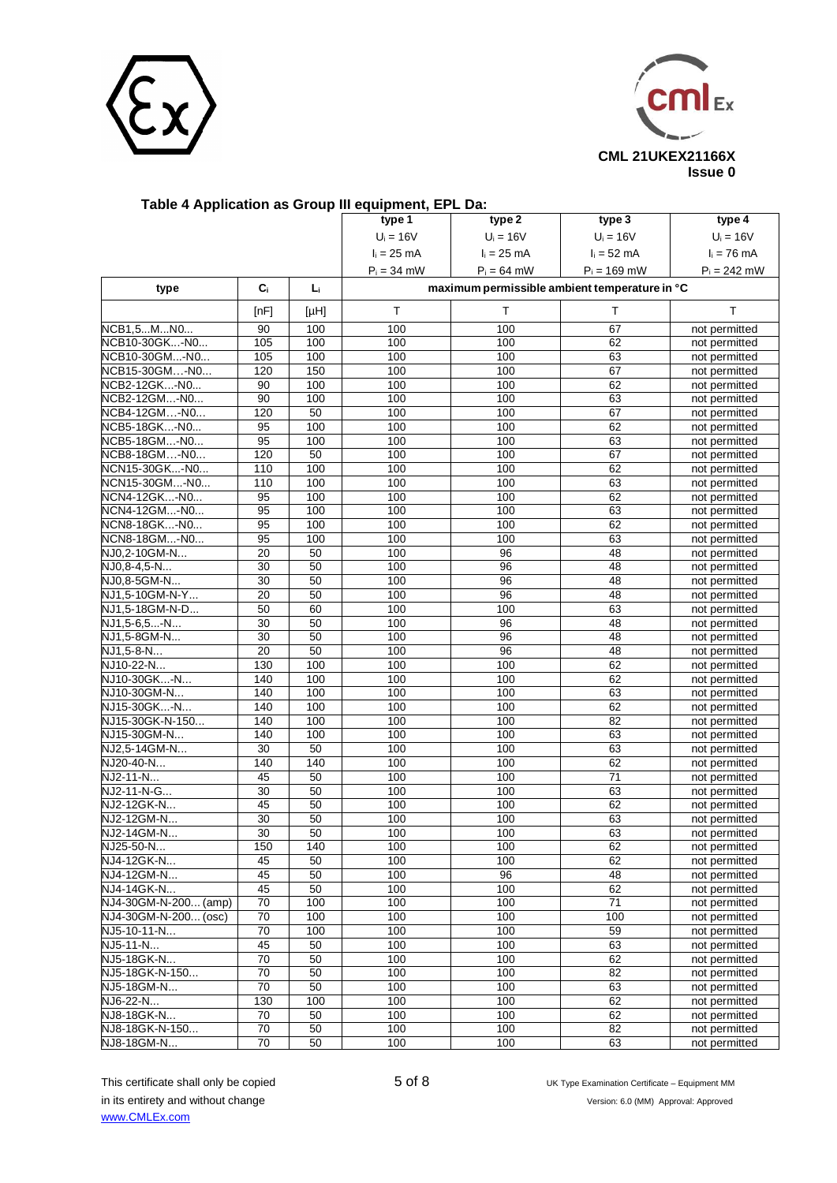**CML 21UKEX21166X**
**Issue 0**

**Table 4 Application as Group III equipment, EPL Da:**

| | | | type 1 | type 2 | type 3 | type 4 |
|---|---|---|---|---|---|---|
| | | | $U_i$ = 16V | $U_i$ = 16V | $U_i$ = 16V | $U_i$ = 16V |
| | | | $I_i$ = 25 mA | $I_i$ = 25 mA | $I_i$ = 52 mA | $I_i$ = 76 mA |
| | | | $P_i$ = 34 mW | $P_i$ = 64 mW | $P_i$ = 169 mW | $P_i$ = 242 mW |
| **type** | $C_i$ | $L_i$ | **maximum permissible ambient temperature in °C** | | | |
| | [nF] | [μH] | T | T | T | T |
| NCB1,5...M...N0... | 90 | 100 | 100 | 100 | 67 | not permitted |
| NCB10-30GK...-N0... | 105 | 100 | 100 | 100 | 62 | not permitted |
| NCB10-30GM...-N0... | 105 | 100 | 100 | 100 | 63 | not permitted |
| NCB15-30GM…-N0... | 120 | 150 | 100 | 100 | 67 | not permitted |
| NCB2-12GK...-N0... | 90 | 100 | 100 | 100 | 62 | not permitted |
| NCB2-12GM...-N0... | 90 | 100 | 100 | 100 | 63 | not permitted |
| NCB4-12GM…-N0... | 120 | 50 | 100 | 100 | 67 | not permitted |
| NCB5-18GK...-N0... | 95 | 100 | 100 | 100 | 62 | not permitted |
| NCB5-18GM...-N0... | 95 | 100 | 100 | 100 | 63 | not permitted |
| NCB8-18GM…-N0... | 120 | 50 | 100 | 100 | 67 | not permitted |
| NCN15-30GK...-N0... | 110 | 100 | 100 | 100 | 62 | not permitted |
| NCN15-30GM...-N0... | 110 | 100 | 100 | 100 | 63 | not permitted |
| NCN4-12GK...-N0... | 95 | 100 | 100 | 100 | 62 | not permitted |
| NCN4-12GM...-N0... | 95 | 100 | 100 | 100 | 63 | not permitted |
| NCN8-18GK...-N0... | 95 | 100 | 100 | 100 | 62 | not permitted |
| NCN8-18GM...-N0... | 95 | 100 | 100 | 100 | 63 | not permitted |
| NJ0,2-10GM-N... | 20 | 50 | 100 | 96 | 48 | not permitted |
| NJ0,8-4,5-N... | 30 | 50 | 100 | 96 | 48 | not permitted |
| NJ0,8-5GM-N... | 30 | 50 | 100 | 96 | 48 | not permitted |
| NJ1,5-10GM-N-Y... | 20 | 50 | 100 | 96 | 48 | not permitted |
| NJ1,5-18GM-N-D... | 50 | 60 | 100 | 100 | 63 | not permitted |
| NJ1,5-6,5...-N... | 30 | 50 | 100 | 96 | 48 | not permitted |
| NJ1,5-8GM-N... | 30 | 50 | 100 | 96 | 48 | not permitted |
| NJ1,5-8-N... | 20 | 50 | 100 | 96 | 48 | not permitted |
| NJ10-22-N... | 130 | 100 | 100 | 100 | 62 | not permitted |
| NJ10-30GK...-N... | 140 | 100 | 100 | 100 | 62 | not permitted |
| NJ10-30GM-N... | 140 | 100 | 100 | 100 | 63 | not permitted |
| NJ15-30GK...-N... | 140 | 100 | 100 | 100 | 62 | not permitted |
| NJ15-30GK-N-150... | 140 | 100 | 100 | 100 | 82 | not permitted |
| NJ15-30GM-N... | 140 | 100 | 100 | 100 | 63 | not permitted |
| NJ2,5-14GM-N... | 30 | 50 | 100 | 100 | 63 | not permitted |
| NJ20-40-N... | 140 | 140 | 100 | 100 | 62 | not permitted |
| NJ2-11-N... | 45 | 50 | 100 | 100 | 71 | not permitted |
| NJ2-11-N-G... | 30 | 50 | 100 | 100 | 63 | not permitted |
| NJ2-12GK-N... | 45 | 50 | 100 | 100 | 62 | not permitted |
| NJ2-12GM-N... | 30 | 50 | 100 | 100 | 63 | not permitted |
| NJ2-14GM-N... | 30 | 50 | 100 | 100 | 63 | not permitted |
| NJ25-50-N... | 150 | 140 | 100 | 100 | 62 | not permitted |
| NJ4-12GK-N... | 45 | 50 | 100 | 100 | 62 | not permitted |
| NJ4-12GM-N... | 45 | 50 | 100 | 96 | 48 | not permitted |
| NJ4-14GK-N... | 45 | 50 | 100 | 100 | 62 | not permitted |
| NJ4-30GM-N-200... (amp) | 70 | 100 | 100 | 100 | 71 | not permitted |
| NJ4-30GM-N-200... (osc) | 70 | 100 | 100 | 100 | 100 | not permitted |
| NJ5-10-11-N... | 70 | 100 | 100 | 100 | 59 | not permitted |
| NJ5-11-N... | 45 | 50 | 100 | 100 | 63 | not permitted |
| NJ5-18GK-N... | 70 | 50 | 100 | 100 | 62 | not permitted |
| NJ5-18GK-N-150... | 70 | 50 | 100 | 100 | 82 | not permitted |
| NJ5-18GM-N... | 70 | 50 | 100 | 100 | 63 | not permitted |
| NJ6-22-N... | 130 | 100 | 100 | 100 | 62 | not permitted |
| NJ8-18GK-N... | 70 | 50 | 100 | 100 | 62 | not permitted |
| NJ8-18GK-N-150... | 70 | 50 | 100 | 100 | 82 | not permitted |
| NJ8-18GM-N... | 70 | 50 | 100 | 100 | 63 | not permitted |

This certificate shall only be copied in its entirety and without change
www.CMLEx.com

UK Type Examination Certificate – Equipment MM
Version: 6.0 (MM) Approval: Approved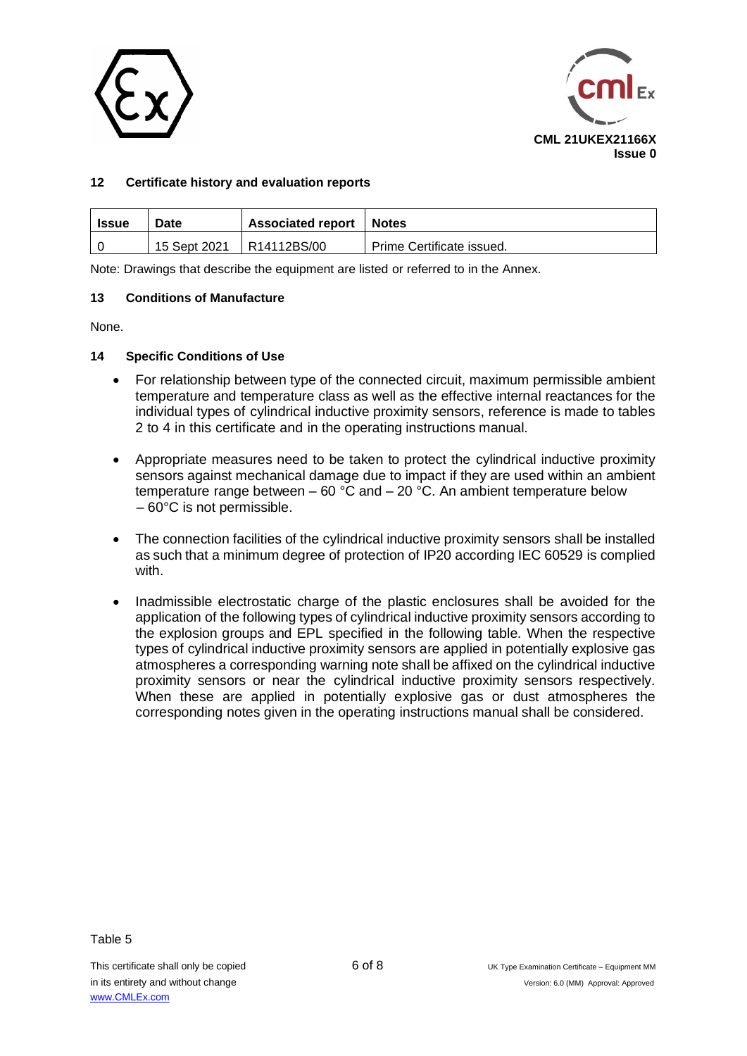### 12 Certificate history and evaluation reports

| Issue | Date | Associated report | Notes |
|---|---|---|---|
| 0 | 15 Sept 2021 | R14112BS/00 | Prime Certificate issued. |

Note: Drawings that describe the equipment are listed or referred to in the Annex.

### 13 Conditions of Manufacture

None.

### 14 Specific Conditions of Use

- For relationship between type of the connected circuit, maximum permissible ambient temperature and temperature class as well as the effective internal reactances for the individual types of cylindrical inductive proximity sensors, reference is made to tables 2 to 4 in this certificate and in the operating instructions manual.
- Appropriate measures need to be taken to protect the cylindrical inductive proximity sensors against mechanical damage due to impact if they are used within an ambient temperature range between – 60 °C and – 20 °C. An ambient temperature below – 60°C is not permissible.
- The connection facilities of the cylindrical inductive proximity sensors shall be installed as such that a minimum degree of protection of IP20 according IEC 60529 is complied with.
- Inadmissible electrostatic charge of the plastic enclosures shall be avoided for the application of the following types of cylindrical inductive proximity sensors according to the explosion groups and EPL specified in the following table. When the respective types of cylindrical inductive proximity sensors are applied in potentially explosive gas atmospheres a corresponding warning note shall be affixed on the cylindrical inductive proximity sensors or near the cylindrical inductive proximity sensors respectively. When these are applied in potentially explosive gas or dust atmospheres the corresponding notes given in the operating instructions manual shall be considered.

Table 5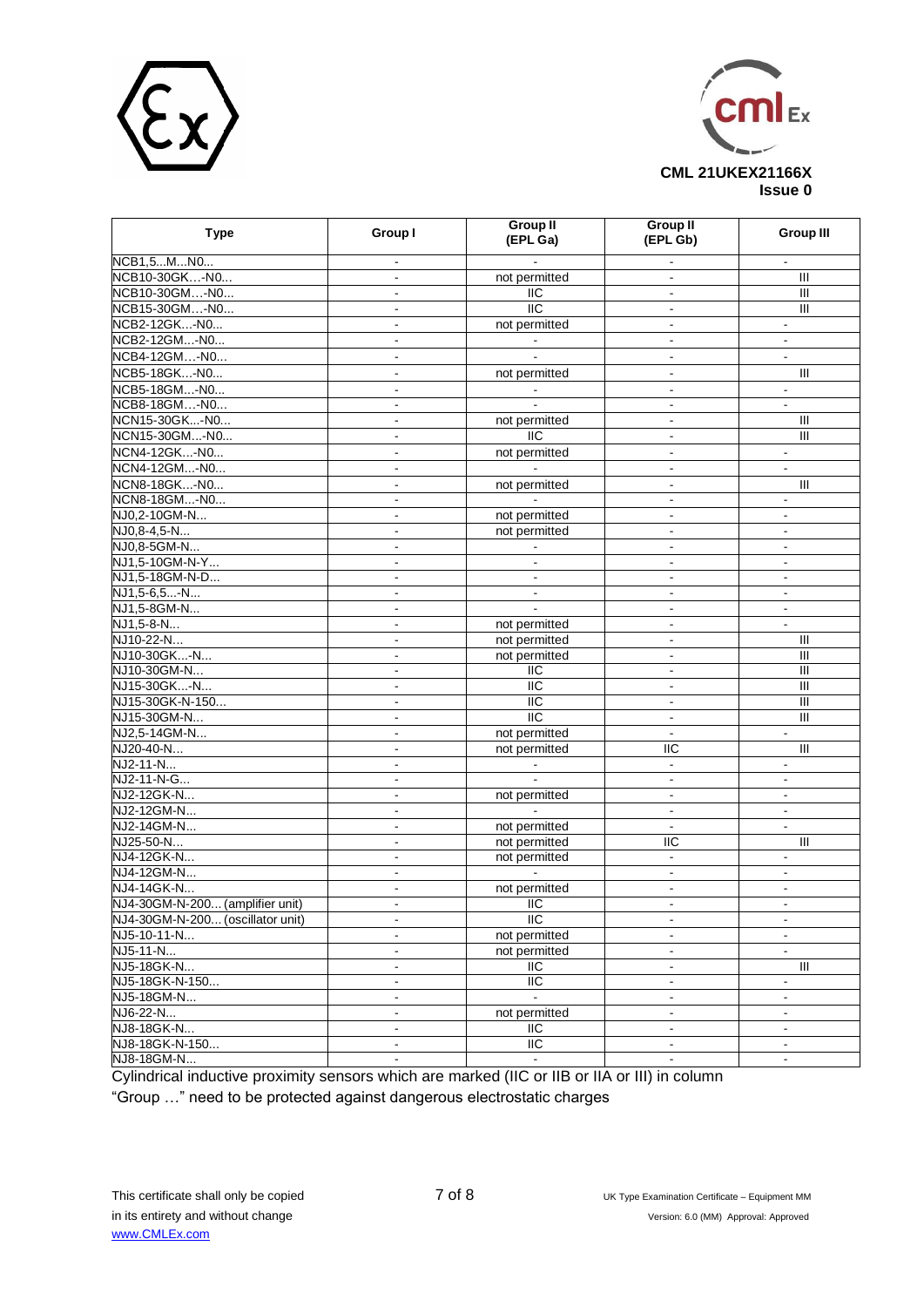| Type | Group I | Group II (EPL Ga) | Group II (EPL Gb) | Group III |
|---|---|---|---|---|
| NCB1,5...M...N0... | - | - | - | - |
| NCB10-30GK…-N0... | - | not permitted | - | III |
| NCB10-30GM…-N0... | - | IIC | - | III |
| NCB15-30GM…-N0... | - | IIC | - | III |
| NCB2-12GK…-N0... | - | not permitted | - | - |
| NCB2-12GM…-N0... | - | - | - | - |
| NCB4-12GM…-N0... | - | - | - | - |
| NCB5-18GK…-N0... | - | not permitted | - | III |
| NCB5-18GM…-N0... | - | - | - | - |
| NCB8-18GM…-N0... | - | - | - | - |
| NCN15-30GK...-N0... | - | not permitted | - | III |
| NCN15-30GM...-N0... | - | IIC | - | III |
| NCN4-12GK...-N0... | - | not permitted | - | - |
| NCN4-12GM...-N0... | - | - | - | - |
| NCN8-18GK...-N0... | - | not permitted | - | III |
| NCN8-18GM...-N0... | - | - | - | - |
| NJ0,2-10GM-N... | - | not permitted | - | - |
| NJ0,8-4,5-N... | - | not permitted | - | - |
| NJ0,8-5GM-N... | - | - | - | - |
| NJ1,5-10GM-N-Y... | - | - | - | - |
| NJ1,5-18GM-N-D... | - | - | - | - |
| NJ1,5-6,5...-N... | - | - | - | - |
| NJ1,5-8GM-N... | - | - | - | - |
| NJ1,5-8-N... | - | not permitted | - | - |
| NJ10-22-N... | - | not permitted | - | III |
| NJ10-30GK...-N... | - | not permitted | - | III |
| NJ10-30GM-N... | - | IIC | - | III |
| NJ15-30GK...-N... | - | IIC | - | III |
| NJ15-30GK-N-150... | - | IIC | - | III |
| NJ15-30GM-N... | - | IIC | - | III |
| NJ2,5-14GM-N... | - | not permitted | - | - |
| NJ20-40-N... | - | not permitted | IIC | III |
| NJ2-11-N... | - | - | - | - |
| NJ2-11-N-G... | - | - | - | - |
| NJ2-12GK-N... | - | not permitted | - | - |
| NJ2-12GM-N... | - | - | - | - |
| NJ2-14GM-N... | - | not permitted | - | - |
| NJ25-50-N... | - | not permitted | IIC | III |
| NJ4-12GK-N... | - | not permitted | - | - |
| NJ4-12GM-N... | - | - | - | - |
| NJ4-14GK-N... | - | not permitted | - | - |
| NJ4-30GM-N-200... (amplifier unit) | - | IIC | - | - |
| NJ4-30GM-N-200... (oscillator unit) | - | IIC | - | - |
| NJ5-10-11-N... | - | not permitted | - | - |
| NJ5-11-N... | - | not permitted | - | - |
| NJ5-18GK-N... | - | IIC | - | III |
| NJ5-18GK-N-150... | - | IIC | - | - |
| NJ5-18GM-N... | - | - | - | - |
| NJ6-22-N... | - | not permitted | - | - |
| NJ8-18GK-N... | - | IIC | - | - |
| NJ8-18GK-N-150... | - | IIC | - | - |
| NJ8-18GM-N... | - | - | - | - |

Cylindrical inductive proximity sensors which are marked (IIC or IIB or IIA or III) in column "Group …" need to be protected against dangerous electrostatic charges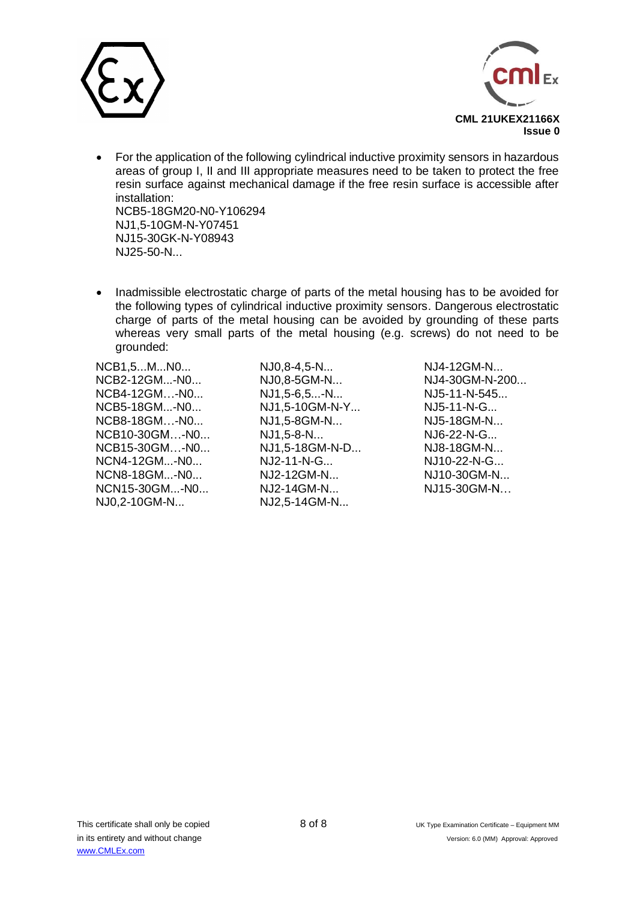- For the application of the following cylindrical inductive proximity sensors in hazardous areas of group I, II and III appropriate measures need to be taken to protect the free resin surface against mechanical damage if the free resin surface is accessible after installation:
  NCB5-18GM20-N0-Y106294
  NJ1,5-10GM-N-Y07451
  NJ15-30GK-N-Y08943
  NJ25-50-N...

- Inadmissible electrostatic charge of parts of the metal housing has to be avoided for the following types of cylindrical inductive proximity sensors. Dangerous electrostatic charge of parts of the metal housing can be avoided by grounding of these parts whereas very small parts of the metal housing (e.g. screws) do not need to be grounded:

NCB1,5...M...N0...
NCB2-12GM...-N0...
NCB4-12GM…-N0...
NCB5-18GM...-N0...
NCB8-18GM…-N0...
NCB10-30GM…-N0...
NCB15-30GM…-N0...
NCN4-12GM...-N0...
NCN8-18GM...-N0...
NCN15-30GM...-N0...
NJ0,2-10GM-N...
NJ0,8-4,5-N...
NJ0,8-5GM-N...
NJ1,5-6,5...-N...
NJ1,5-10GM-N-Y...
NJ1,5-8GM-N...
NJ1,5-8-N...
NJ1,5-18GM-N-D...
NJ2-11-N-G...
NJ2-12GM-N...
NJ2-14GM-N...
NJ2,5-14GM-N...
NJ4-12GM-N...
NJ4-30GM-N-200...
NJ5-11-N-545...
NJ5-11-N-G...
NJ5-18GM-N...
NJ6-22-N-G...
NJ8-18GM-N...
NJ10-22-N-G...
NJ10-30GM-N...
NJ15-30GM-N…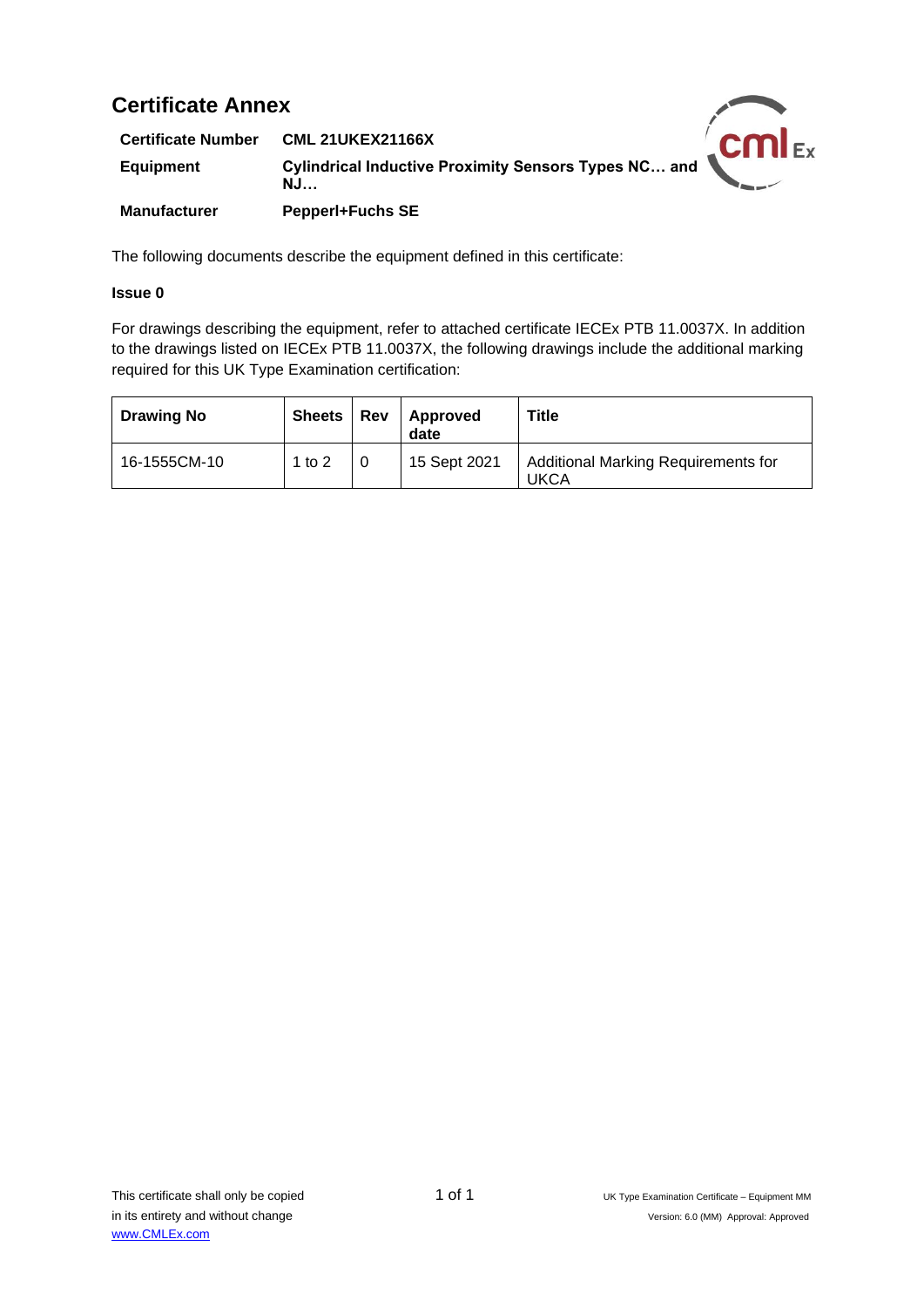# Certificate Annex

| | |
|---|---|
| **Certificate Number** | **CML 21UKEX21166X** |
| **Equipment** | **Cylindrical Inductive Proximity Sensors Types NC… and NJ…** |
| **Manufacturer** | **Pepperl+Fuchs SE** |

The following documents describe the equipment defined in this certificate:

**Issue 0**

For drawings describing the equipment, refer to attached certificate IECEx PTB 11.0037X. In addition to the drawings listed on IECEx PTB 11.0037X, the following drawings include the additional marking required for this UK Type Examination certification:

| Drawing No | Sheets | Rev | Approved date | Title |
|---|---|---|---|---|
| 16-1555CM-10 | 1 to 2 | 0 | 15 Sept 2021 | Additional Marking Requirements for UKCA |